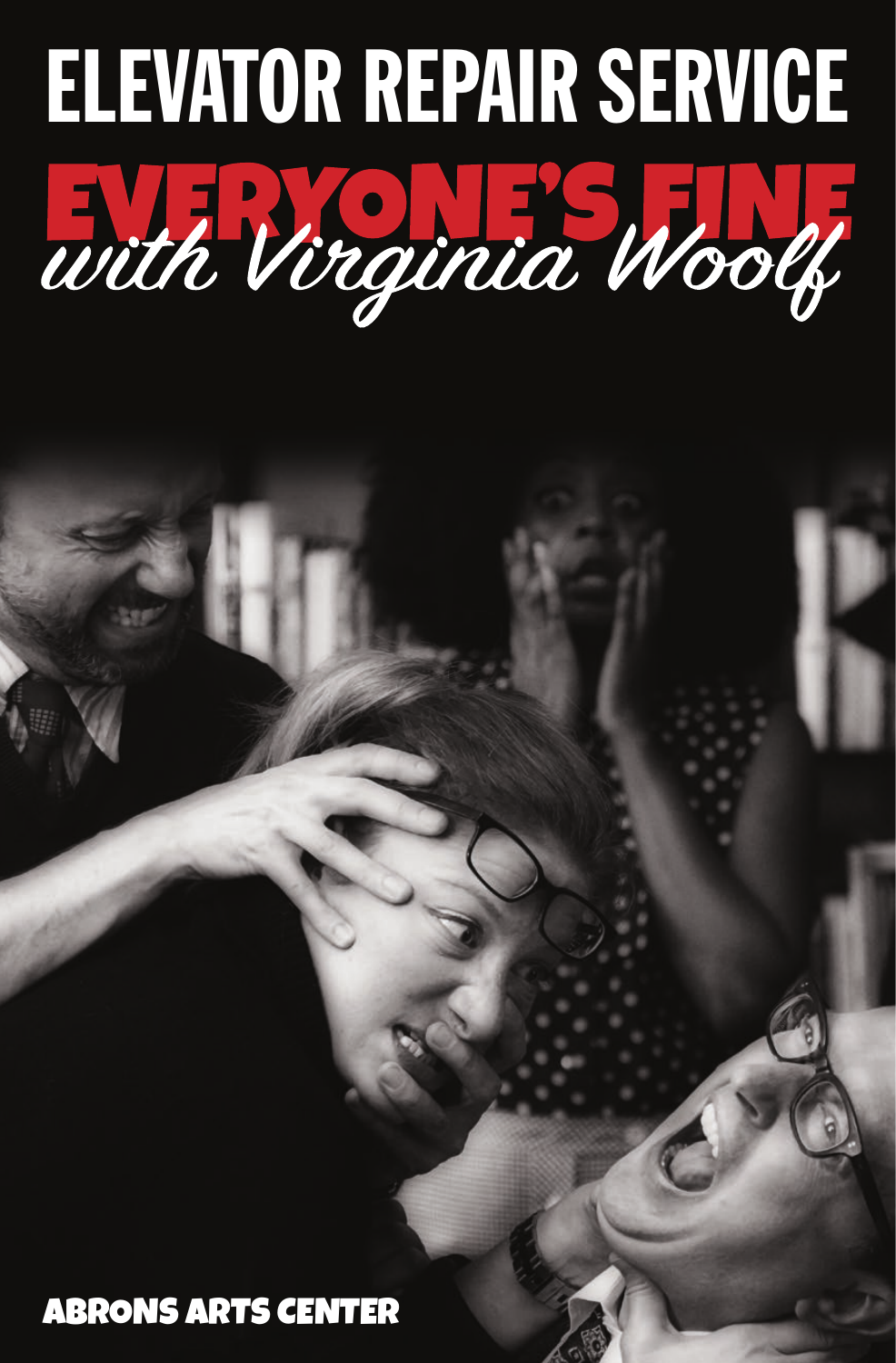# ELEVATOR REPAIR SERVICE

## EVERYONE'S FINE *with Virginia Woolf*

**ABRONS ARTS CENTER**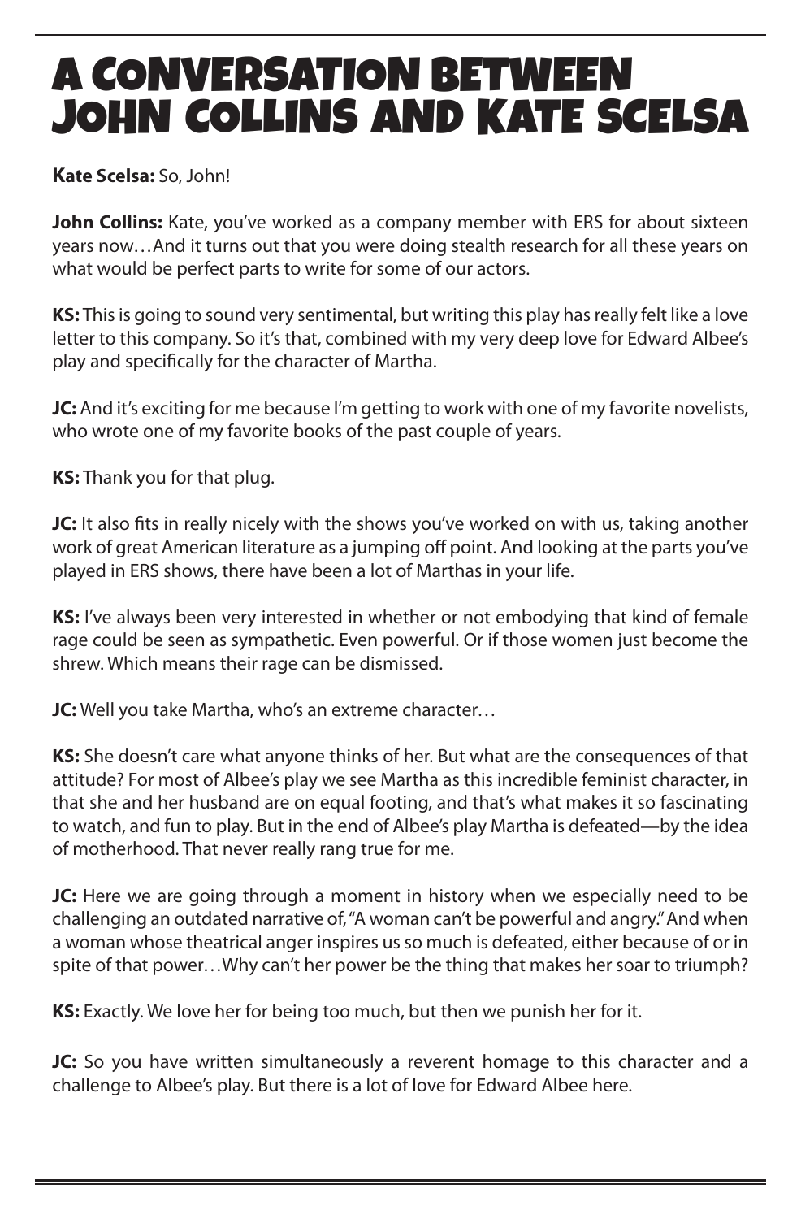# A CONVERSATION BETWEEN JOHN COLLINS AND KATE SCELSA

**Kate Scelsa:** So, John!

**John Collins:** Kate, you've worked as a company member with ERS for about sixteen years now…And it turns out that you were doing stealth research for all these years on what would be perfect parts to write for some of our actors.

**KS:** This is going to sound very sentimental, but writing this play has really felt like a love letter to this company. So it's that, combined with my very deep love for Edward Albee's play and specifically for the character of Martha.

**JC:** And it's exciting for me because I'm getting to work with one of my favorite novelists, who wrote one of my favorite books of the past couple of years.

**KS:** Thank you for that plug.

**JC:** It also fits in really nicely with the shows you've worked on with us, taking another work of great American literature as a jumping off point. And looking at the parts you've played in ERS shows, there have been a lot of Marthas in your life.

**KS:** I've always been very interested in whether or not embodying that kind of female rage could be seen as sympathetic. Even powerful. Or if those women just become the shrew. Which means their rage can be dismissed.

**JC:** Well you take Martha, who's an extreme character…

**KS:** She doesn't care what anyone thinks of her. But what are the consequences of that attitude? For most of Albee's play we see Martha as this incredible feminist character, in that she and her husband are on equal footing, and that's what makes it so fascinating to watch, and fun to play. But in the end of Albee's play Martha is defeated—by the idea of motherhood. That never really rang true for me.

**JC:** Here we are going through a moment in history when we especially need to be challenging an outdated narrative of, "A woman can't be powerful and angry." And when a woman whose theatrical anger inspires us so much is defeated, either because of or in spite of that power…Why can't her power be the thing that makes her soar to triumph?

**KS:** Exactly. We love her for being too much, but then we punish her for it.

**JC:** So you have written simultaneously a reverent homage to this character and a challenge to Albee's play. But there is a lot of love for Edward Albee here.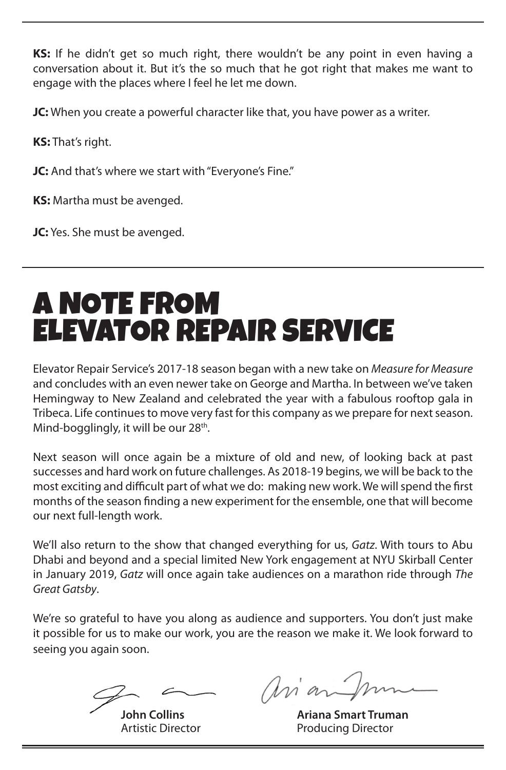**KS:** If he didn't get so much right, there wouldn't be any point in even having a conversation about it. But it's the so much that he got right that makes me want to engage with the places where I feel he let me down.

**JC:** When you create a powerful character like that, you have power as a writer.

**KS:** That's right.

**JC:** And that's where we start with "Everyone's Fine."

**KS:** Martha must be avenged.

**JC:** Yes. She must be avenged.

# A NOTE FROM ELEVATOR REPAIR SERVICE

Elevator Repair Service's 2017-18 season began with a new take on *Measure for Measure* and concludes with an even newer take on George and Martha. In between we've taken Hemingway to New Zealand and celebrated the year with a fabulous rooftop gala in Tribeca. Life continues to move very fast for this company as we prepare for next season. Mind-bogglingly, it will be our 28th.

Next season will once again be a mixture of old and new, of looking back at past successes and hard work on future challenges. As 2018-19 begins, we will be back to the most exciting and difficult part of what we do: making new work. We will spend the first months of the season finding a new experiment for the ensemble, one that will become our next full-length work.

We'll also return to the show that changed everything for us, *Gatz*. With tours to Abu Dhabi and beyond and a special limited New York engagement at NYU Skirball Center in January 2019, *Gatz* will once again take audiences on a marathon ride through *The Great Gatsby*.

We're so grateful to have you along as audience and supporters. You don't just make it possible for us to make our work, you are the reason we make it. We look forward to seeing you again soon.

**John Collins**
Artistic Director

**Ariana Smart Truman**
Producing Director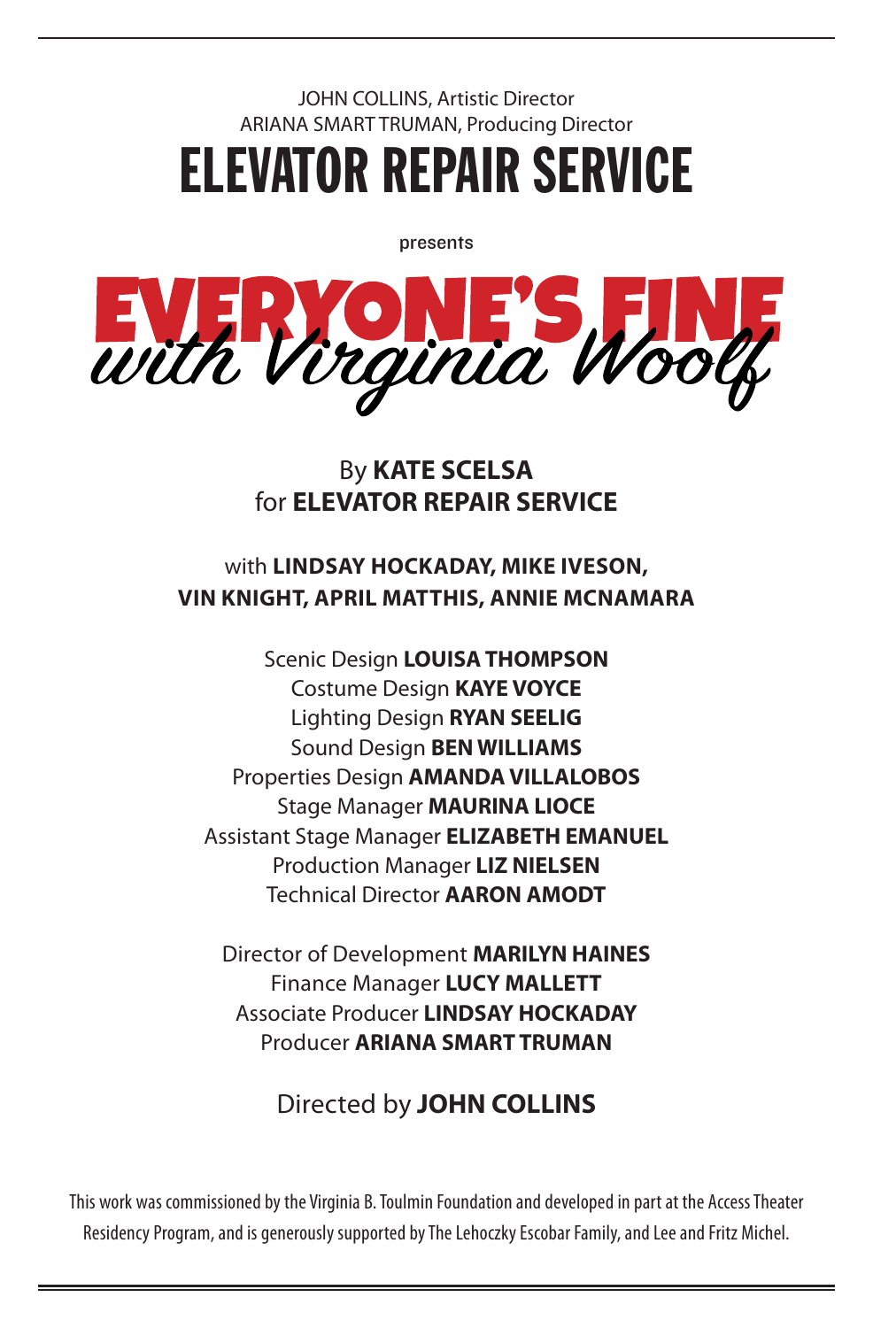JOHN COLLINS, Artistic Director
ARIANA SMART TRUMAN, Producing Director

# ELEVATOR REPAIR SERVICE

presents

# EVERYONE'S FINE *with Virginia Woolf*

By **KATE SCELSA**
for **ELEVATOR REPAIR SERVICE**

with **LINDSAY HOCKADAY, MIKE IVESON, VIN KNIGHT, APRIL MATTHIS, ANNIE MCNAMARA**

Scenic Design **LOUISA THOMPSON**
Costume Design **KAYE VOYCE**
Lighting Design **RYAN SEELIG**
Sound Design **BEN WILLIAMS**
Properties Design **AMANDA VILLALOBOS**
Stage Manager **MAURINA LIOCE**
Assistant Stage Manager **ELIZABETH EMANUEL**
Production Manager **LIZ NIELSEN**
Technical Director **AARON AMODT**

Director of Development **MARILYN HAINES**
Finance Manager **LUCY MALLETT**
Associate Producer **LINDSAY HOCKADAY**
Producer **ARIANA SMART TRUMAN**

Directed by **JOHN COLLINS**

This work was commissioned by the Virginia B. Toulmin Foundation and developed in part at the Access Theater Residency Program, and is generously supported by The Lehoczky Escobar Family, and Lee and Fritz Michel.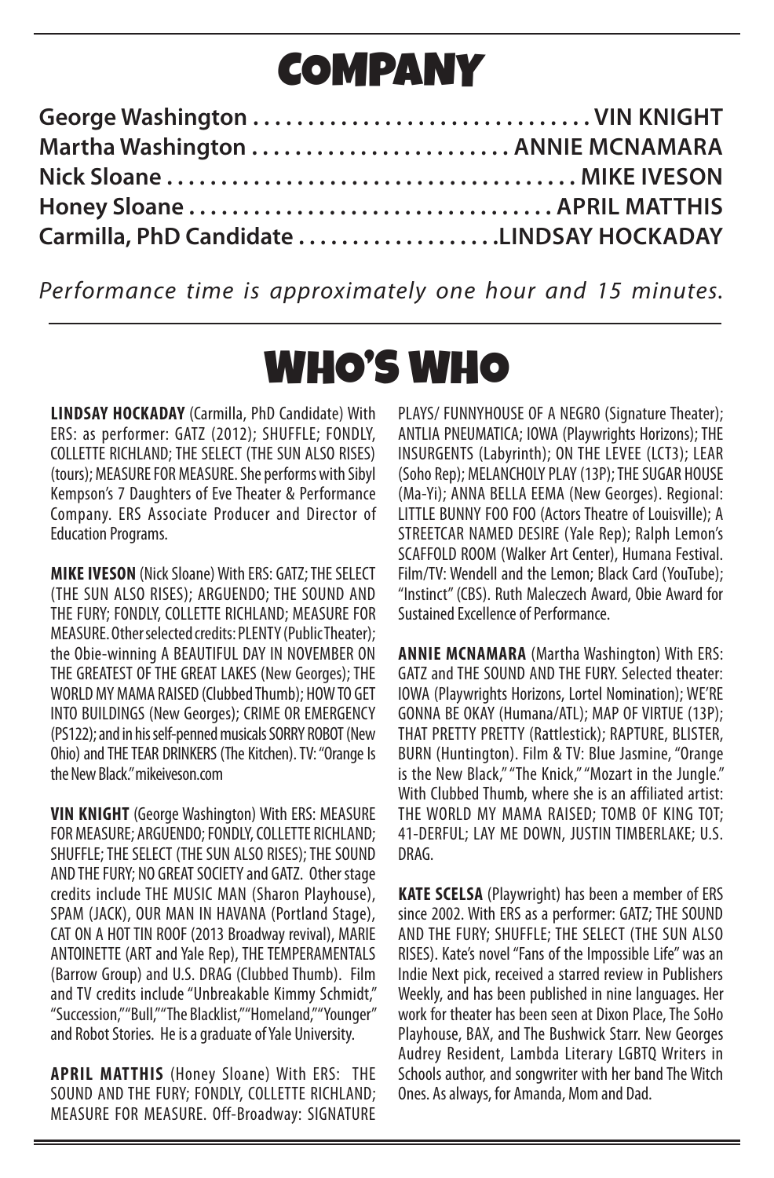# COMPANY

**George Washington . . . . . . . . . . . . . . . . . . . . . . . . . . . . . . VIN KNIGHT**
**Martha Washington . . . . . . . . . . . . . . . . . . . . . . . . ANNIE MCNAMARA**
**Nick Sloane . . . . . . . . . . . . . . . . . . . . . . . . . . . . . . . . . . . . . . MIKE IVESON**
**Honey Sloane . . . . . . . . . . . . . . . . . . . . . . . . . . . . . . . . . . APRIL MATTHIS**
**Carmilla, PhD Candidate . . . . . . . . . . . . . . . . . . .LINDSAY HOCKADAY**

*Performance time is approximately one hour and 15 minutes.*

# WHO'S WHO

**LINDSAY HOCKADAY** (Carmilla, PhD Candidate) With ERS: as performer: GATZ (2012); SHUFFLE; FONDLY, COLLETTE RICHLAND; THE SELECT (THE SUN ALSO RISES) (tours); MEASURE FOR MEASURE. She performs with Sibyl Kempson's 7 Daughters of Eve Theater & Performance Company. ERS Associate Producer and Director of Education Programs.

**MIKE IVESON** (Nick Sloane) With ERS: GATZ; THE SELECT (THE SUN ALSO RISES); ARGUENDO; THE SOUND AND THE FURY; FONDLY, COLLETTE RICHLAND; MEASURE FOR MEASURE. Other selected credits: PLENTY (Public Theater); the Obie-winning A BEAUTIFUL DAY IN NOVEMBER ON THE GREATEST OF THE GREAT LAKES (New Georges); THE WORLD MY MAMA RAISED (Clubbed Thumb); HOW TO GET INTO BUILDINGS (New Georges); CRIME OR EMERGENCY (PS122); and in his self-penned musicals SORRY ROBOT (New Ohio) and THE TEAR DRINKERS (The Kitchen). TV: "Orange Is the New Black." mikeiveson.com

**VIN KNIGHT** (George Washington) With ERS: MEASURE FOR MEASURE; ARGUENDO; FONDLY, COLLETTE RICHLAND; SHUFFLE; THE SELECT (THE SUN ALSO RISES); THE SOUND AND THE FURY; NO GREAT SOCIETY and GATZ. Other stage credits include THE MUSIC MAN (Sharon Playhouse), SPAM (JACK), OUR MAN IN HAVANA (Portland Stage), CAT ON A HOT TIN ROOF (2013 Broadway revival), MARIE ANTOINETTE (ART and Yale Rep), THE TEMPERAMENTALS (Barrow Group) and U.S. DRAG (Clubbed Thumb). Film and TV credits include "Unbreakable Kimmy Schmidt," "Succession," "Bull," "The Blacklist," "Homeland," "Younger" and Robot Stories. He is a graduate of Yale University.

**APRIL MATTHIS** (Honey Sloane) With ERS: THE SOUND AND THE FURY; FONDLY, COLLETTE RICHLAND; MEASURE FOR MEASURE. Off-Broadway: SIGNATURE PLAYS/ FUNNYHOUSE OF A NEGRO (Signature Theater); ANTLIA PNEUMATICA; IOWA (Playwrights Horizons); THE INSURGENTS (Labyrinth); ON THE LEVEE (LCT3); LEAR (Soho Rep); MELANCHOLY PLAY (13P); THE SUGAR HOUSE (Ma-Yi); ANNA BELLA EEMA (New Georges). Regional: LITTLE BUNNY FOO FOO (Actors Theatre of Louisville); A STREETCAR NAMED DESIRE (Yale Rep); Ralph Lemon's SCAFFOLD ROOM (Walker Art Center), Humana Festival. Film/TV: Wendell and the Lemon; Black Card (YouTube); "Instinct" (CBS). Ruth Maleczech Award, Obie Award for Sustained Excellence of Performance.

**ANNIE MCNAMARA** (Martha Washington) With ERS: GATZ and THE SOUND AND THE FURY. Selected theater: IOWA (Playwrights Horizons, Lortel Nomination); WE'RE GONNA BE OKAY (Humana/ATL); MAP OF VIRTUE (13P); THAT PRETTY PRETTY (Rattlestick); RAPTURE, BLISTER, BURN (Huntington). Film & TV: Blue Jasmine, "Orange is the New Black," "The Knick," "Mozart in the Jungle." With Clubbed Thumb, where she is an affiliated artist: THE WORLD MY MAMA RAISED; TOMB OF KING TOT; 41-DERFUL; LAY ME DOWN, JUSTIN TIMBERLAKE; U.S. DRAG.

**KATE SCELSA** (Playwright) has been a member of ERS since 2002. With ERS as a performer: GATZ; THE SOUND AND THE FURY; SHUFFLE; THE SELECT (THE SUN ALSO RISES). Kate's novel "Fans of the Impossible Life" was an Indie Next pick, received a starred review in Publishers Weekly, and has been published in nine languages. Her work for theater has been seen at Dixon Place, The SoHo Playhouse, BAX, and The Bushwick Starr. New Georges Audrey Resident, Lambda Literary LGBTQ Writers in Schools author, and songwriter with her band The Witch Ones. As always, for Amanda, Mom and Dad.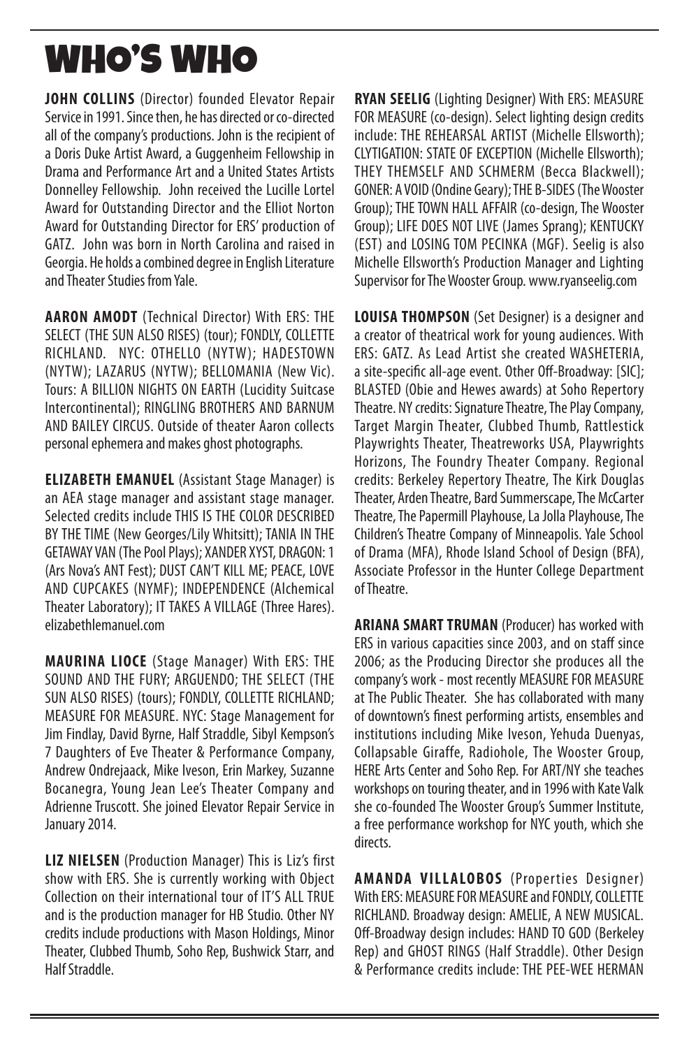# WHO'S WHO

**JOHN COLLINS** (Director) founded Elevator Repair Service in 1991. Since then, he has directed or co-directed all of the company's productions. John is the recipient of a Doris Duke Artist Award, a Guggenheim Fellowship in Drama and Performance Art and a United States Artists Donnelley Fellowship. John received the Lucille Lortel Award for Outstanding Director and the Elliot Norton Award for Outstanding Director for ERS' production of GATZ. John was born in North Carolina and raised in Georgia. He holds a combined degree in English Literature and Theater Studies from Yale.

**AARON AMODT** (Technical Director) With ERS: THE SELECT (THE SUN ALSO RISES) (tour); FONDLY, COLLETTE RICHLAND. NYC: OTHELLO (NYTW); HADESTOWN (NYTW); LAZARUS (NYTW); BELLOMANIA (New Vic). Tours: A BILLION NIGHTS ON EARTH (Lucidity Suitcase Intercontinental); RINGLING BROTHERS AND BARNUM AND BAILEY CIRCUS. Outside of theater Aaron collects personal ephemera and makes ghost photographs.

**ELIZABETH EMANUEL** (Assistant Stage Manager) is an AEA stage manager and assistant stage manager. Selected credits include THIS IS THE COLOR DESCRIBED BY THE TIME (New Georges/Lily Whitsitt); TANIA IN THE GETAWAY VAN (The Pool Plays); XANDER XYST, DRAGON: 1 (Ars Nova's ANT Fest); DUST CAN'T KILL ME; PEACE, LOVE AND CUPCAKES (NYMF); INDEPENDENCE (Alchemical Theater Laboratory); IT TAKES A VILLAGE (Three Hares). elizabethlemanuel.com

**MAURINA LIOCE** (Stage Manager) With ERS: THE SOUND AND THE FURY; ARGUENDO; THE SELECT (THE SUN ALSO RISES) (tours); FONDLY, COLLETTE RICHLAND; MEASURE FOR MEASURE. NYC: Stage Management for Jim Findlay, David Byrne, Half Straddle, Sibyl Kempson's 7 Daughters of Eve Theater & Performance Company, Andrew Ondrejaack, Mike Iveson, Erin Markey, Suzanne Bocanegra, Young Jean Lee's Theater Company and Adrienne Truscott. She joined Elevator Repair Service in January 2014.

**LIZ NIELSEN** (Production Manager) This is Liz's first show with ERS. She is currently working with Object Collection on their international tour of IT'S ALL TRUE and is the production manager for HB Studio. Other NY credits include productions with Mason Holdings, Minor Theater, Clubbed Thumb, Soho Rep, Bushwick Starr, and Half Straddle.

**RYAN SEELIG** (Lighting Designer) With ERS: MEASURE FOR MEASURE (co-design). Select lighting design credits include: THE REHEARSAL ARTIST (Michelle Ellsworth); CLYTIGATION: STATE OF EXCEPTION (Michelle Ellsworth); THEY THEMSELF AND SCHMERM (Becca Blackwell); GONER: A VOID (Ondine Geary); THE B-SIDES (The Wooster Group); THE TOWN HALL AFFAIR (co-design, The Wooster Group); LIFE DOES NOT LIVE (James Sprang); KENTUCKY (EST) and LOSING TOM PECINKA (MGF). Seelig is also Michelle Ellsworth's Production Manager and Lighting Supervisor for The Wooster Group. www.ryanseelig.com

**LOUISA THOMPSON** (Set Designer) is a designer and a creator of theatrical work for young audiences. With ERS: GATZ. As Lead Artist she created WASHETERIA, a site-specific all-age event. Other Off-Broadway: [SIC]; BLASTED (Obie and Hewes awards) at Soho Repertory Theatre. NY credits: Signature Theatre, The Play Company, Target Margin Theater, Clubbed Thumb, Rattlestick Playwrights Theater, Theatreworks USA, Playwrights Horizons, The Foundry Theater Company. Regional credits: Berkeley Repertory Theatre, The Kirk Douglas Theater, Arden Theatre, Bard Summerscape, The McCarter Theatre, The Papermill Playhouse, La Jolla Playhouse, The Children's Theatre Company of Minneapolis. Yale School of Drama (MFA), Rhode Island School of Design (BFA), Associate Professor in the Hunter College Department of Theatre.

**ARIANA SMART TRUMAN** (Producer) has worked with ERS in various capacities since 2003, and on staff since 2006; as the Producing Director she produces all the company's work - most recently MEASURE FOR MEASURE at The Public Theater. She has collaborated with many of downtown's finest performing artists, ensembles and institutions including Mike Iveson, Yehuda Duenyas, Collapsable Giraffe, Radiohole, The Wooster Group, HERE Arts Center and Soho Rep. For ART/NY she teaches workshops on touring theater, and in 1996 with Kate Valk she co-founded The Wooster Group's Summer Institute, a free performance workshop for NYC youth, which she directs.

**AMANDA VILLALOBOS** (Properties Designer) With ERS: MEASURE FOR MEASURE and FONDLY, COLLETTE RICHLAND. Broadway design: AMELIE, A NEW MUSICAL. Off-Broadway design includes: HAND TO GOD (Berkeley Rep) and GHOST RINGS (Half Straddle). Other Design & Performance credits include: THE PEE-WEE HERMAN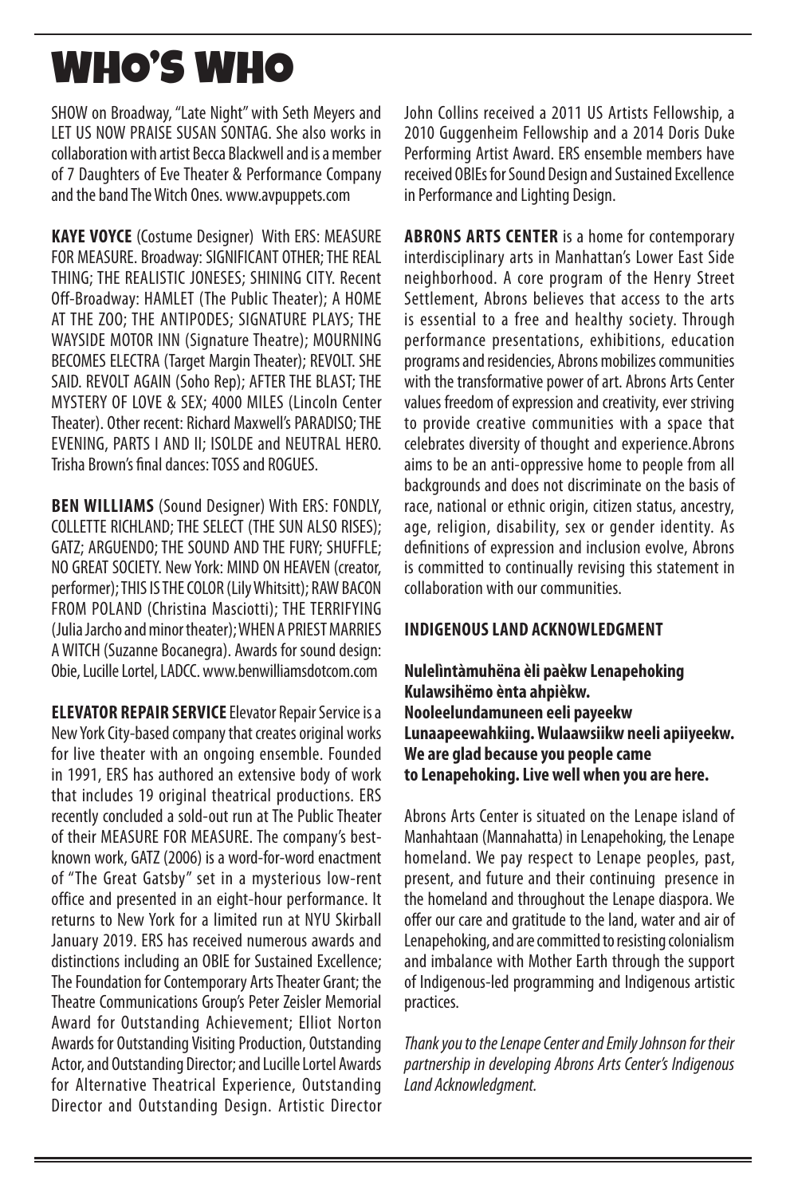# WHO'S WHO

SHOW on Broadway, "Late Night" with Seth Meyers and LET US NOW PRAISE SUSAN SONTAG. She also works in collaboration with artist Becca Blackwell and is a member of 7 Daughters of Eve Theater & Performance Company and the band The Witch Ones. www.avpuppets.com

**KAYE VOYCE** (Costume Designer) With ERS: MEASURE FOR MEASURE. Broadway: SIGNIFICANT OTHER; THE REAL THING; THE REALISTIC JONESES; SHINING CITY. Recent Off-Broadway: HAMLET (The Public Theater); A HOME AT THE ZOO; THE ANTIPODES; SIGNATURE PLAYS; THE WAYSIDE MOTOR INN (Signature Theatre); MOURNING BECOMES ELECTRA (Target Margin Theater); REVOLT. SHE SAID. REVOLT AGAIN (Soho Rep); AFTER THE BLAST; THE MYSTERY OF LOVE & SEX; 4000 MILES (Lincoln Center Theater). Other recent: Richard Maxwell's PARADISO; THE EVENING, PARTS I AND II; ISOLDE and NEUTRAL HERO. Trisha Brown's final dances: TOSS and ROGUES.

**BEN WILLIAMS** (Sound Designer) With ERS: FONDLY, COLLETTE RICHLAND; THE SELECT (THE SUN ALSO RISES); GATZ; ARGUENDO; THE SOUND AND THE FURY; SHUFFLE; NO GREAT SOCIETY. New York: MIND ON HEAVEN (creator, performer); THIS IS THE COLOR (Lily Whitsitt); RAW BACON FROM POLAND (Christina Masciotti); THE TERRIFYING (Julia Jarcho and minor theater); WHEN A PRIEST MARRIES A WITCH (Suzanne Bocanegra). Awards for sound design: Obie, Lucille Lortel, LADCC. www.benwilliamsdotcom.com

**ELEVATOR REPAIR SERVICE** Elevator Repair Service is a New York City-based company that creates original works for live theater with an ongoing ensemble. Founded in 1991, ERS has authored an extensive body of work that includes 19 original theatrical productions. ERS recently concluded a sold-out run at The Public Theater of their MEASURE FOR MEASURE. The company's best-known work, GATZ (2006) is a word-for-word enactment of "The Great Gatsby" set in a mysterious low-rent office and presented in an eight-hour performance. It returns to New York for a limited run at NYU Skirball January 2019. ERS has received numerous awards and distinctions including an OBIE for Sustained Excellence; The Foundation for Contemporary Arts Theater Grant; the Theatre Communications Group's Peter Zeisler Memorial Award for Outstanding Achievement; Elliot Norton Awards for Outstanding Visiting Production, Outstanding Actor, and Outstanding Director; and Lucille Lortel Awards for Alternative Theatrical Experience, Outstanding Director and Outstanding Design. Artistic Director John Collins received a 2011 US Artists Fellowship, a 2010 Guggenheim Fellowship and a 2014 Doris Duke Performing Artist Award. ERS ensemble members have received OBIEs for Sound Design and Sustained Excellence in Performance and Lighting Design.

**ABRONS ARTS CENTER** is a home for contemporary interdisciplinary arts in Manhattan's Lower East Side neighborhood. A core program of the Henry Street Settlement, Abrons believes that access to the arts is essential to a free and healthy society. Through performance presentations, exhibitions, education programs and residencies, Abrons mobilizes communities with the transformative power of art. Abrons Arts Center values freedom of expression and creativity, ever striving to provide creative communities with a space that celebrates diversity of thought and experience.Abrons aims to be an anti-oppressive home to people from all backgrounds and does not discriminate on the basis of race, national or ethnic origin, citizen status, ancestry, age, religion, disability, sex or gender identity. As definitions of expression and inclusion evolve, Abrons is committed to continually revising this statement in collaboration with our communities.

**INDIGENOUS LAND ACKNOWLEDGMENT**

**Nulelìntàmuhëna èli paèkw Lenapehoking**
**Kulawsihëmo ènta ahpièkw.**
**Nooleelundamuneen eeli payeekw**
**Lunaapeewahkiing. Wulaawsiikw neeli apiiyeekw.**
**We are glad because you people came**
**to Lenapehoking. Live well when you are here.**

Abrons Arts Center is situated on the Lenape island of Manhahtaan (Mannahatta) in Lenapehoking, the Lenape homeland. We pay respect to Lenape peoples, past, present, and future and their continuing presence in the homeland and throughout the Lenape diaspora. We offer our care and gratitude to the land, water and air of Lenapehoking, and are committed to resisting colonialism and imbalance with Mother Earth through the support of Indigenous-led programming and Indigenous artistic practices.

*Thank you to the Lenape Center and Emily Johnson for their partnership in developing Abrons Arts Center's Indigenous Land Acknowledgment.*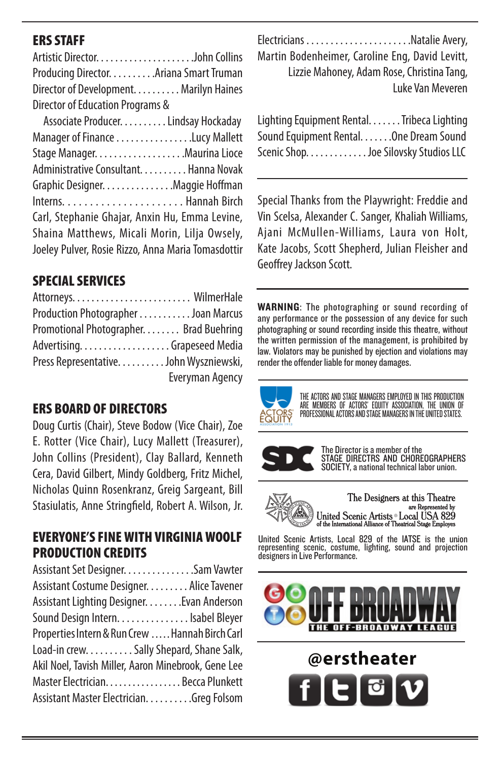## ERS STAFF

Artistic Director. . . . . . . . . . . . . . . . . . . . .John Collins
Producing Director. . . . . . . . . .Ariana Smart Truman
Director of Development. . . . . . . . . . Marilyn Haines
Director of Education Programs &
Associate Producer. . . . . . . . . . Lindsay Hockaday
Manager of Finance . . . . . . . . . . . . . . . .Lucy Mallett
Stage Manager. . . . . . . . . . . . . . . . . . .Maurina Lioce
Administrative Consultant. . . . . . . . . . Hanna Novak
Graphic Designer. . . . . . . . . . . . . . .Maggie Hoffman
Interns. . . . . . . . . . . . . . . . . . . . . . . Hannah Birch Carl, Stephanie Ghajar, Anxin Hu, Emma Levine, Shaina Matthews, Micali Morin, Lilja Owsely, Joeley Pulver, Rosie Rizzo, Anna Maria Tomasdottir

## SPECIAL SERVICES

Attorneys. . . . . . . . . . . . . . . . . . . . . . . . . WilmerHale
Production Photographer . . . . . . . . . . . Joan Marcus
Promotional Photographer. . . . . . . . Brad Buehring
Advertising. . . . . . . . . . . . . . . . . . . Grapeseed Media
Press Representative. . . . . . . . . . John Wyszniewski, Everyman Agency

## ERS BOARD OF DIRECTORS

Doug Curtis (Chair), Steve Bodow (Vice Chair), Zoe E. Rotter (Vice Chair), Lucy Mallett (Treasurer), John Collins (President), Clay Ballard, Kenneth Cera, David Gilbert, Mindy Goldberg, Fritz Michel, Nicholas Quinn Rosenkranz, Greig Sargeant, Bill Stasiulatis, Anne Stringfield, Robert A. Wilson, Jr.

## EVERYONE'S FINE WITH VIRGINIA WOOLF PRODUCTION CREDITS

Assistant Set Designer. . . . . . . . . . . . . . .Sam Vawter
Assistant Costume Designer. . . . . . . . . Alice Tavener
Assistant Lighting Designer. . . . . . . .Evan Anderson
Sound Design Intern. . . . . . . . . . . . . . . Isabel Bleyer
Properties Intern & Run Crew . . . . . Hannah Birch Carl
Load-in crew. . . . . . . . . . Sally Shepard, Shane Salk, Akil Noel, Tavish Miller, Aaron Minebrook, Gene Lee
Master Electrician. . . . . . . . . . . . . . . . . Becca Plunkett
Assistant Master Electrician. . . . . . . . . .Greg Folsom
Electricians . . . . . . . . . . . . . . . . . . . . . .Natalie Avery, Martin Bodenheimer, Caroline Eng, David Levitt, Lizzie Mahoney, Adam Rose, Christina Tang, Luke Van Meveren

Lighting Equipment Rental. . . . . . . Tribeca Lighting
Sound Equipment Rental. . . . . . .One Dream Sound
Scenic Shop. . . . . . . . . . . . . Joe Silovsky Studios LLC

---

Special Thanks from the Playwright: Freddie and Vin Scelsa, Alexander C. Sanger, Khaliah Williams, Ajani McMullen-Williams, Laura von Holt, Kate Jacobs, Scott Shepherd, Julian Fleisher and Geoffrey Jackson Scott.

---

**WARNING**: The photographing or sound recording of any performance or the possession of any device for such photographing or sound recording inside this theatre, without the written permission of the management, is prohibited by law. Violators may be punished by ejection and violations may render the offender liable for money damages.

---

ACTORS' EQUITY ASSOCIATION 1913

THE ACTORS AND STAGE MANAGERS EMPLOYED IN THIS PRODUCTION ARE MEMBERS OF ACTORS' EQUITY ASSOCIATION, THE UNION OF PROFESSIONAL ACTORS AND STAGE MANAGERS IN THE UNITED STATES.

---

SDC

The Director is a member of the STAGE DIRECTRS AND CHOREOGRAPHERS SOCIETY, a national technical labor union.

---

The Designers at this Theatre are Represented by United Scenic Artists • Local USA 829 of the International Alliance of Theatrical Stage Employes

United Scenic Artists, Local 829 of the IATSE is the union representing scenic, costume, lighting, sound and projection designers in Live Performance.

---

GO TO OFF BROADWAY
THE OFF-BROADWAY LEAGUE

---

@erstheater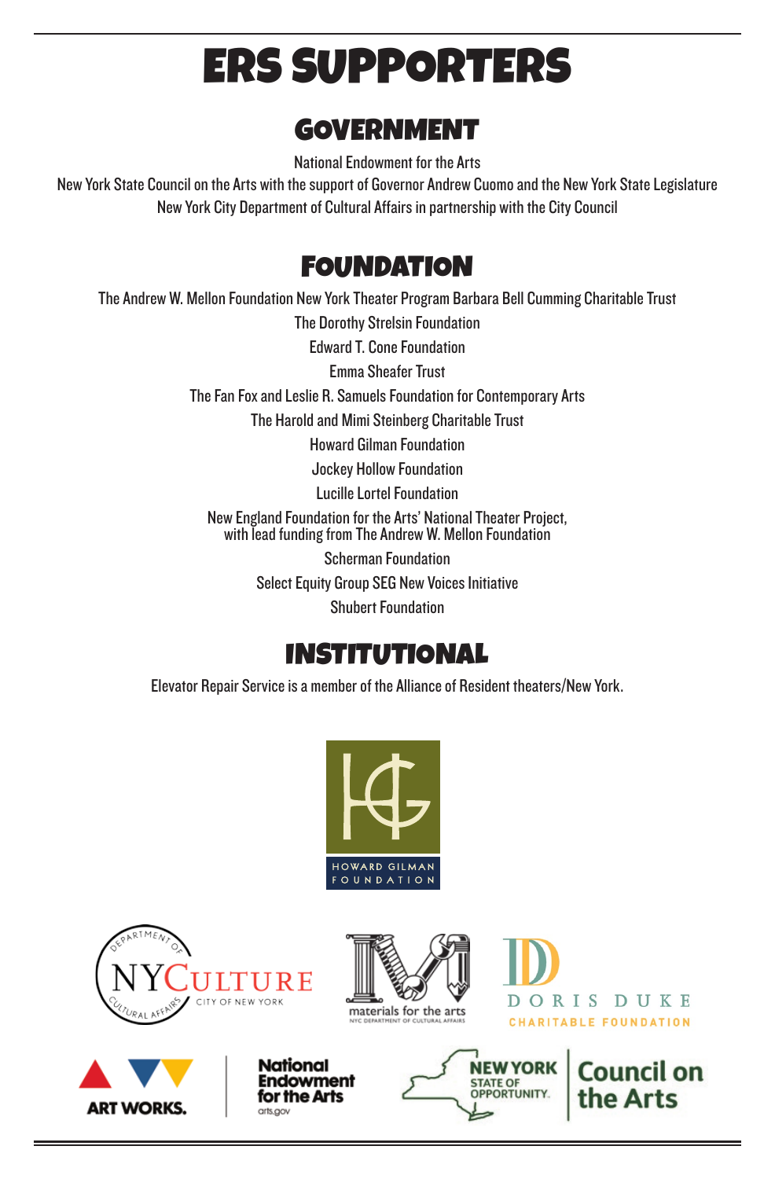# ERS SUPPORTERS

## GOVERNMENT

National Endowment for the Arts

New York State Council on the Arts with the support of Governor Andrew Cuomo and the New York State Legislature

New York City Department of Cultural Affairs in partnership with the City Council

## FOUNDATION

The Andrew W. Mellon Foundation New York Theater Program Barbara Bell Cumming Charitable Trust

The Dorothy Strelsin Foundation

Edward T. Cone Foundation

Emma Sheafer Trust

The Fan Fox and Leslie R. Samuels Foundation for Contemporary Arts

The Harold and Mimi Steinberg Charitable Trust

Howard Gilman Foundation

Jockey Hollow Foundation

Lucille Lortel Foundation

New England Foundation for the Arts' National Theater Project, with lead funding from The Andrew W. Mellon Foundation

Scherman Foundation

Select Equity Group SEG New Voices Initiative

Shubert Foundation

## INSTITUTIONAL

Elevator Repair Service is a member of the Alliance of Resident theaters/New York.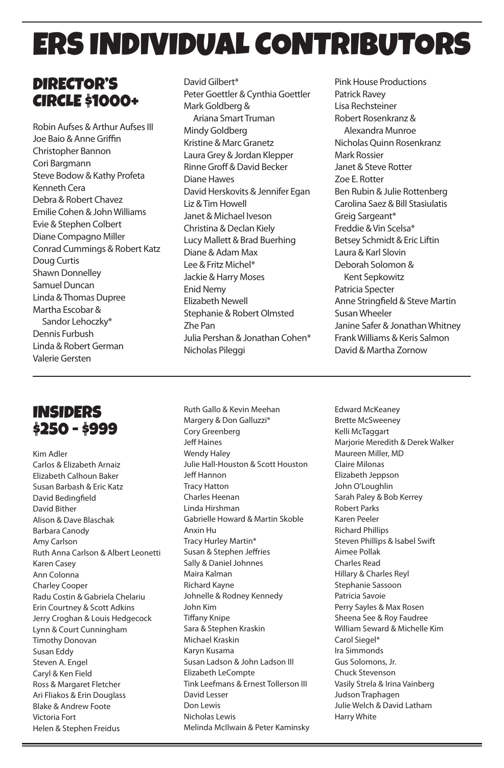# ERS INDIVIDUAL CONTRIBUTORS

## DIRECTOR'S CIRCLE $1000+

Robin Aufses & Arthur Aufses III
Joe Baio & Anne Griffin
Christopher Bannon
Cori Bargmann
Steve Bodow & Kathy Profeta
Kenneth Cera
Debra & Robert Chavez
Emilie Cohen & John Williams
Evie & Stephen Colbert
Diane Compagno Miller
Conrad Cummings & Robert Katz
Doug Curtis
Shawn Donnelley
Samuel Duncan
Linda & Thomas Dupree
Martha Escobar & Sandor Lehoczky*
Dennis Furbush
Linda & Robert German
Valerie Gersten
David Gilbert*
Peter Goettler & Cynthia Goettler
Mark Goldberg & Ariana Smart Truman
Mindy Goldberg
Kristine & Marc Granetz
Laura Grey & Jordan Klepper
Rinne Groff & David Becker
Diane Hawes
David Herskovits & Jennifer Egan
Liz & Tim Howell
Janet & Michael Iveson
Christina & Declan Kiely
Lucy Mallett & Brad Buerhing
Diane & Adam Max
Lee & Fritz Michel*
Jackie & Harry Moses
Enid Nemy
Elizabeth Newell
Stephanie & Robert Olmsted
Zhe Pan
Julia Pershan & Jonathan Cohen*
Nicholas Pileggi
Pink House Productions
Patrick Ravey
Lisa Rechsteiner
Robert Rosenkranz & Alexandra Munroe
Nicholas Quinn Rosenkranz
Mark Rossier
Janet & Steve Rotter
Zoe E. Rotter
Ben Rubin & Julie Rottenberg
Carolina Saez & Bill Stasiulatis
Greig Sargeant*
Freddie & Vin Scelsa*
Betsey Schmidt & Eric Liftin
Laura & Karl Slovin
Deborah Solomon & Kent Sepkowitz
Patricia Specter
Anne Stringfield & Steve Martin
Susan Wheeler
Janine Safer & Jonathan Whitney
Frank Williams & Keris Salmon
David & Martha Zornow

## INSIDERS $250 - $999

Kim Adler
Carlos & Elizabeth Arnaiz
Elizabeth Calhoun Baker
Susan Barbash & Eric Katz
David Bedingfield
David Bither
Alison & Dave Blaschak
Barbara Canody
Amy Carlson
Ruth Anna Carlson & Albert Leonetti
Karen Casey
Ann Colonna
Charley Cooper
Radu Costin & Gabriela Chelariu
Erin Courtney & Scott Adkins
Jerry Croghan & Louis Hedgecock
Lynn & Court Cunningham
Timothy Donovan
Susan Eddy
Steven A. Engel
Caryl & Ken Field
Ross & Margaret Fletcher
Ari Fliakos & Erin Douglass
Blake & Andrew Foote
Victoria Fort
Helen & Stephen Freidus
Ruth Gallo & Kevin Meehan
Margery & Don Galluzzi*
Cory Greenberg
Jeff Haines
Wendy Haley
Julie Hall-Houston & Scott Houston
Jeff Hannon
Tracy Hatton
Charles Heenan
Linda Hirshman
Gabrielle Howard & Martin Skoble
Anxin Hu
Tracy Hurley Martin*
Susan & Stephen Jeffries
Sally & Daniel Johnnes
Maira Kalman
Richard Kayne
Johnelle & Rodney Kennedy
John Kim
Tiffany Knipe
Sara & Stephen Kraskin
Michael Kraskin
Karyn Kusama
Susan Ladson & John Ladson III
Elizabeth LeCompte
Tink Leefmans & Ernest Tollerson III
David Lesser
Don Lewis
Nicholas Lewis
Melinda McIlwain & Peter Kaminsky
Edward McKeaney
Brette McSweeney
Kelli McTaggart
Marjorie Meredith & Derek Walker
Maureen Miller, MD
Claire Milonas
Elizabeth Jeppson
John O'Loughlin
Sarah Paley & Bob Kerrey
Robert Parks
Karen Peeler
Richard Phillips
Steven Phillips & Isabel Swift
Aimee Pollak
Charles Read
Hillary & Charles Reyl
Stephanie Sassoon
Patricia Savoie
Perry Sayles & Max Rosen
Sheena See & Roy Faudree
William Seward & Michelle Kim
Carol Siegel*
Ira Simmonds
Gus Solomons, Jr.
Chuck Stevenson
Vasily Strela & Irina Vainberg
Judson Traphagen
Julie Welch & David Latham
Harry White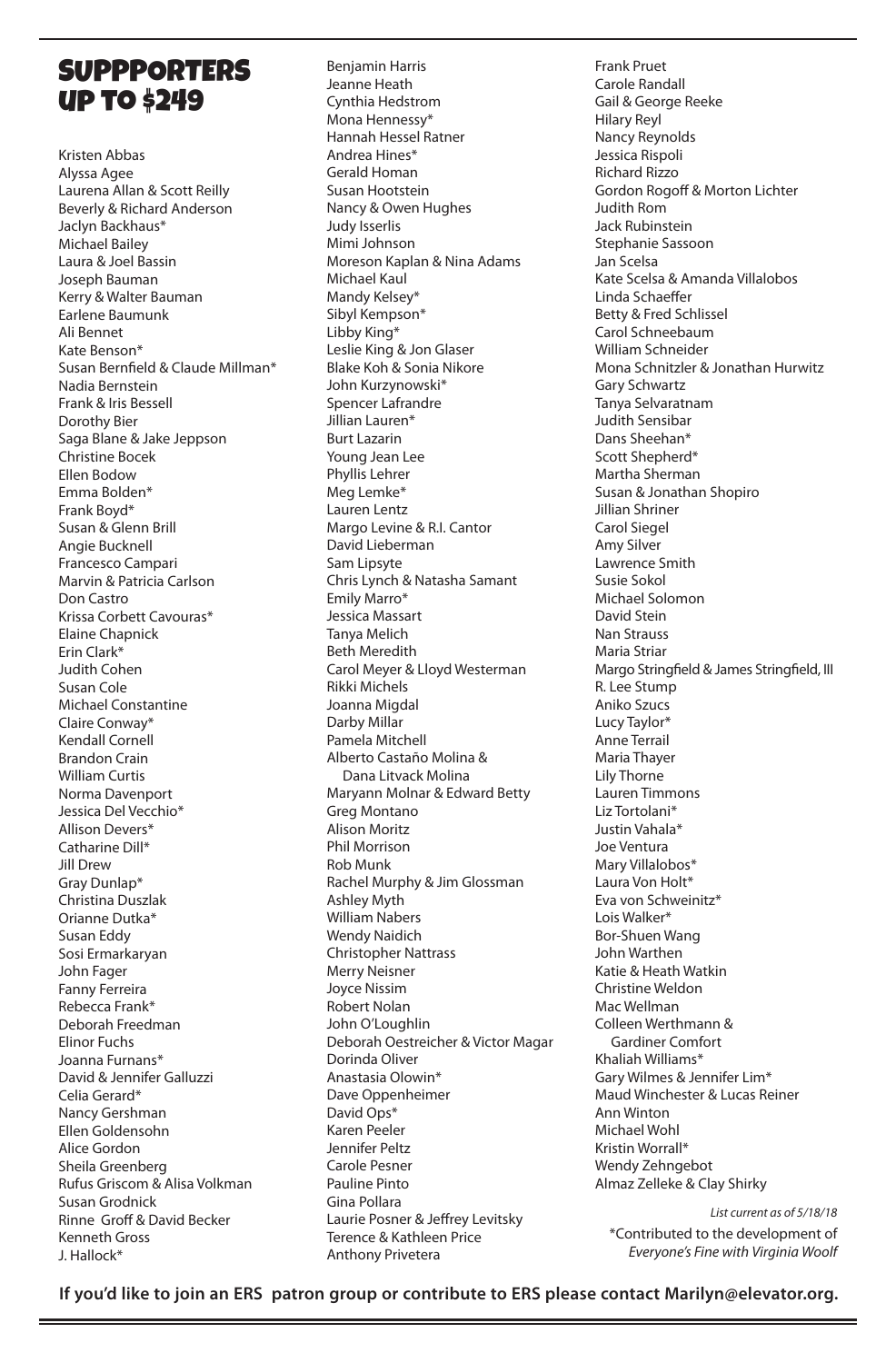# SUPPPORTERS UP TO $249

Kristen Abbas
Alyssa Agee
Laurena Allan & Scott Reilly
Beverly & Richard Anderson
Jaclyn Backhaus*
Michael Bailey
Laura & Joel Bassin
Joseph Bauman
Kerry & Walter Bauman
Earlene Baumunk
Ali Bennet
Kate Benson*
Susan Bernfield & Claude Millman*
Nadia Bernstein
Frank & Iris Bessell
Dorothy Bier
Saga Blane & Jake Jeppson
Christine Bocek
Ellen Bodow
Emma Bolden*
Frank Boyd*
Susan & Glenn Brill
Angie Bucknell
Francesco Campari
Marvin & Patricia Carlson
Don Castro
Krissa Corbett Cavouras*
Elaine Chapnick
Erin Clark*
Judith Cohen
Susan Cole
Michael Constantine
Claire Conway*
Kendall Cornell
Brandon Crain
William Curtis
Norma Davenport
Jessica Del Vecchio*
Allison Devers*
Catharine Dill*
Jill Drew
Gray Dunlap*
Christina Duszlak
Orianne Dutka*
Susan Eddy
Sosi Ermarkaryan
John Fager
Fanny Ferreira
Rebecca Frank*
Deborah Freedman
Elinor Fuchs
Joanna Furnans*
David & Jennifer Galluzzi
Celia Gerard*
Nancy Gershman
Ellen Goldensohn
Alice Gordon
Sheila Greenberg
Rufus Griscom & Alisa Volkman
Susan Grodnick
Rinne Groff & David Becker
Kenneth Gross
J. Hallock*
Benjamin Harris
Jeanne Heath
Cynthia Hedstrom
Mona Hennessy*
Hannah Hessel Ratner
Andrea Hines*
Gerald Homan
Susan Hootstein
Nancy & Owen Hughes
Judy Isserlis
Mimi Johnson
Moreson Kaplan & Nina Adams
Michael Kaul
Mandy Kelsey*
Sibyl Kempson*
Libby King*
Leslie King & Jon Glaser
Blake Koh & Sonia Nikore
John Kurzynowski*
Spencer Lafrandre
Jillian Lauren*
Burt Lazarin
Young Jean Lee
Phyllis Lehrer
Meg Lemke*
Lauren Lentz
Margo Levine & R.I. Cantor
David Lieberman
Sam Lipsyte
Chris Lynch & Natasha Samant
Emily Marro*
Jessica Massart
Tanya Melich
Beth Meredith
Carol Meyer & Lloyd Westerman
Rikki Michels
Joanna Migdal
Darby Millar
Pamela Mitchell
Alberto Castaño Molina & Dana Litvack Molina
Maryann Molnar & Edward Betty
Greg Montano
Alison Moritz
Phil Morrison
Rob Munk
Rachel Murphy & Jim Glossman
Ashley Myth
William Nabers
Wendy Naidich
Christopher Nattrass
Merry Neisner
Joyce Nissim
Robert Nolan
John O'Loughlin
Deborah Oestreicher & Victor Magar
Dorinda Oliver
Anastasia Olowin*
Dave Oppenheimer
David Ops*
Karen Peeler
Jennifer Peltz
Carole Pesner
Pauline Pinto
Gina Pollara
Laurie Posner & Jeffrey Levitsky
Terence & Kathleen Price
Anthony Privetera
Frank Pruet
Carole Randall
Gail & George Reeke
Hilary Reyl
Nancy Reynolds
Jessica Rispoli
Richard Rizzo
Gordon Rogoff & Morton Lichter
Judith Rom
Jack Rubinstein
Stephanie Sassoon
Jan Scelsa
Kate Scelsa & Amanda Villalobos
Linda Schaeffer
Betty & Fred Schlissel
Carol Schneebaum
William Schneider
Mona Schnitzler & Jonathan Hurwitz
Gary Schwartz
Tanya Selvaratnam
Judith Sensibar
Dans Sheehan*
Scott Shepherd*
Martha Sherman
Susan & Jonathan Shopiro
Jillian Shriner
Carol Siegel
Amy Silver
Lawrence Smith
Susie Sokol
Michael Solomon
David Stein
Nan Strauss
Maria Striar
Margo Stringfield & James Stringfield, III
R. Lee Stump
Aniko Szucs
Lucy Taylor*
Anne Terrail
Maria Thayer
Lily Thorne
Lauren Timmons
Liz Tortolani*
Justin Vahala*
Joe Ventura
Mary Villalobos*
Laura Von Holt*
Eva von Schweinitz*
Lois Walker*
Bor-Shuen Wang
John Warthen
Katie & Heath Watkin
Christine Weldon
Mac Wellman
Colleen Werthmann & Gardiner Comfort
Khaliah Williams*
Gary Wilmes & Jennifer Lim*
Maud Winchester & Lucas Reiner
Ann Winton
Michael Wohl
Kristin Worrall*
Wendy Zehngebot
Almaz Zelleke & Clay Shirky

*List current as of 5/18/18*

*Contributed to the development of *Everyone's Fine with Virginia Woolf*

**If you'd like to join an ERS patron group or contribute to ERS please contact Marilyn@elevator.org.**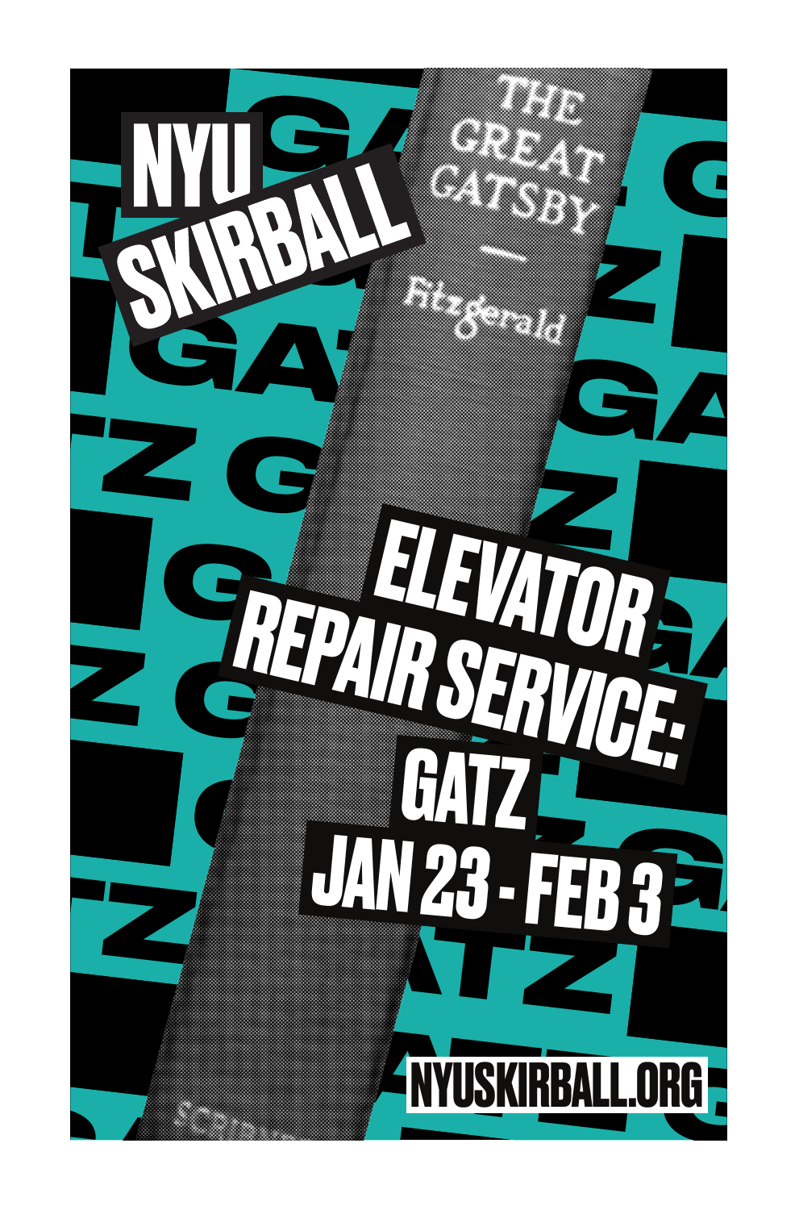# NYU SKIRBALL

THE GREAT GATSBY — Fitzgerald

# ELEVATOR REPAIR SERVICE: GATZ

## JAN 23 - FEB 3

NYUSKIRBALL.ORG